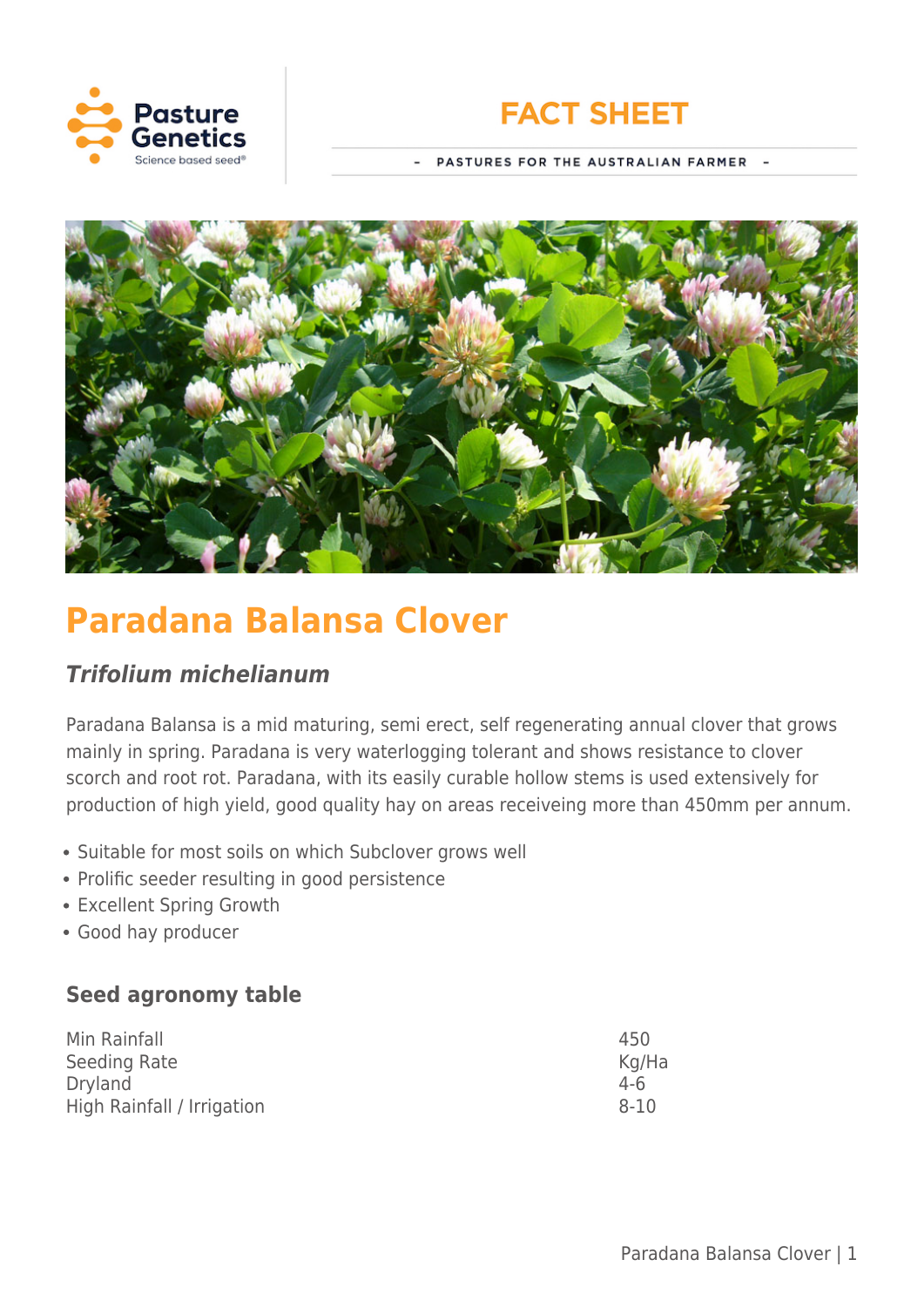FACT SHEET

– PASTURES FOR THE AUSTRALIAN FARMER –

# Paradana Balansa Clover

### *Trifolium michelianum*

Paradana Balansa is a mid maturing, semi erect, self regenerating annual clover that grows mainly in spring. Paradana is very waterlogging tolerant and shows resistance to clover scorch and root rot. Paradana, with its easily curable hollow stems is used extensively for production of high yield, good quality hay on areas receiveing more than 450mm per annum.

- Suitable for most soils on which Subclover grows well
- Prolific seeder resulting in good persistence
- Excellent Spring Growth
- Good hay producer

## Seed agronomy table

| | |
|---|---|
| Min Rainfall | 450 |
| Seeding Rate | Kg/Ha |
| Dryland | 4-6 |
| High Rainfall / Irrigation | 8-10 |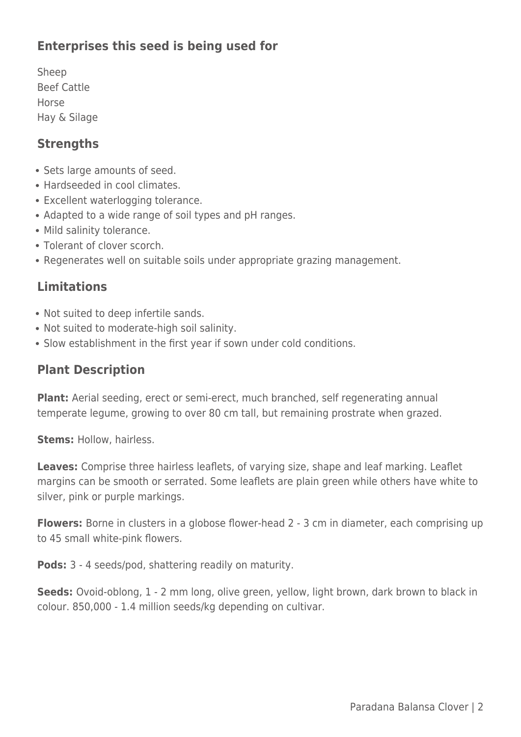## Enterprises this seed is being used for

Sheep
Beef Cattle
Horse
Hay & Silage

## Strengths

- Sets large amounts of seed.
- Hardseeded in cool climates.
- Excellent waterlogging tolerance.
- Adapted to a wide range of soil types and pH ranges.
- Mild salinity tolerance.
- Tolerant of clover scorch.
- Regenerates well on suitable soils under appropriate grazing management.

## Limitations

- Not suited to deep infertile sands.
- Not suited to moderate-high soil salinity.
- Slow establishment in the first year if sown under cold conditions.

## Plant Description

**Plant:** Aerial seeding, erect or semi-erect, much branched, self regenerating annual temperate legume, growing to over 80 cm tall, but remaining prostrate when grazed.

**Stems:** Hollow, hairless.

**Leaves:** Comprise three hairless leaflets, of varying size, shape and leaf marking. Leaflet margins can be smooth or serrated. Some leaflets are plain green while others have white to silver, pink or purple markings.

**Flowers:** Borne in clusters in a globose flower-head 2 - 3 cm in diameter, each comprising up to 45 small white-pink flowers.

**Pods:** 3 - 4 seeds/pod, shattering readily on maturity.

**Seeds:** Ovoid-oblong, 1 - 2 mm long, olive green, yellow, light brown, dark brown to black in colour. 850,000 - 1.4 million seeds/kg depending on cultivar.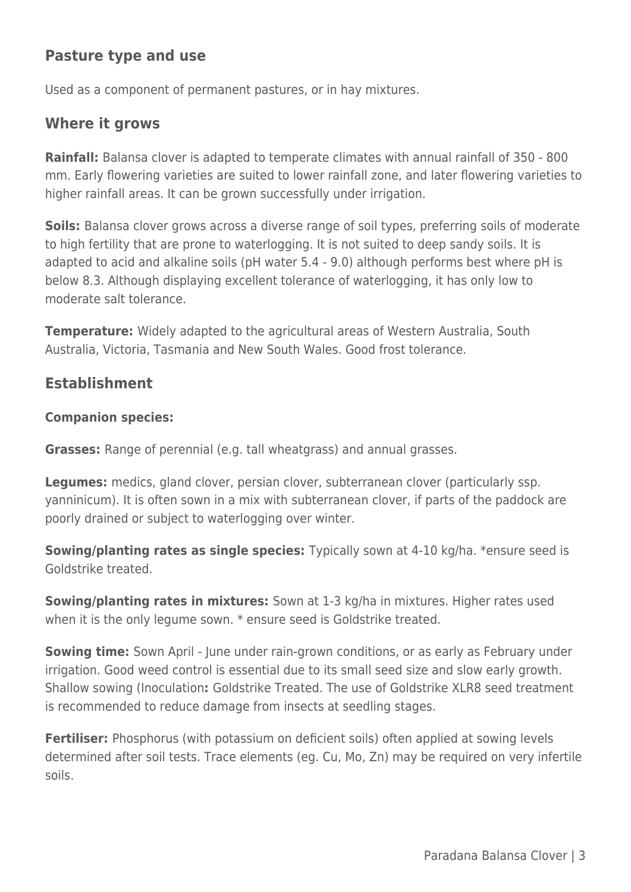## Pasture type and use

Used as a component of permanent pastures, or in hay mixtures.

## Where it grows

**Rainfall:** Balansa clover is adapted to temperate climates with annual rainfall of 350 - 800 mm. Early flowering varieties are suited to lower rainfall zone, and later flowering varieties to higher rainfall areas. It can be grown successfully under irrigation.

**Soils:** Balansa clover grows across a diverse range of soil types, preferring soils of moderate to high fertility that are prone to waterlogging. It is not suited to deep sandy soils. It is adapted to acid and alkaline soils (pH water 5.4 - 9.0) although performs best where pH is below 8.3. Although displaying excellent tolerance of waterlogging, it has only low to moderate salt tolerance.

**Temperature:** Widely adapted to the agricultural areas of Western Australia, South Australia, Victoria, Tasmania and New South Wales. Good frost tolerance.

## Establishment

**Companion species:**

**Grasses:** Range of perennial (e.g. tall wheatgrass) and annual grasses.

**Legumes:** medics, gland clover, persian clover, subterranean clover (particularly ssp. yanninicum). It is often sown in a mix with subterranean clover, if parts of the paddock are poorly drained or subject to waterlogging over winter.

**Sowing/planting rates as single species:** Typically sown at 4-10 kg/ha. *ensure seed is Goldstrike treated.

**Sowing/planting rates in mixtures:** Sown at 1-3 kg/ha in mixtures. Higher rates used when it is the only legume sown. * ensure seed is Goldstrike treated.

**Sowing time:** Sown April - June under rain-grown conditions, or as early as February under irrigation. Good weed control is essential due to its small seed size and slow early growth. Shallow sowing (Inoculation**:** Goldstrike Treated. The use of Goldstrike XLR8 seed treatment is recommended to reduce damage from insects at seedling stages.

**Fertiliser:** Phosphorus (with potassium on deficient soils) often applied at sowing levels determined after soil tests. Trace elements (eg. Cu, Mo, Zn) may be required on very infertile soils.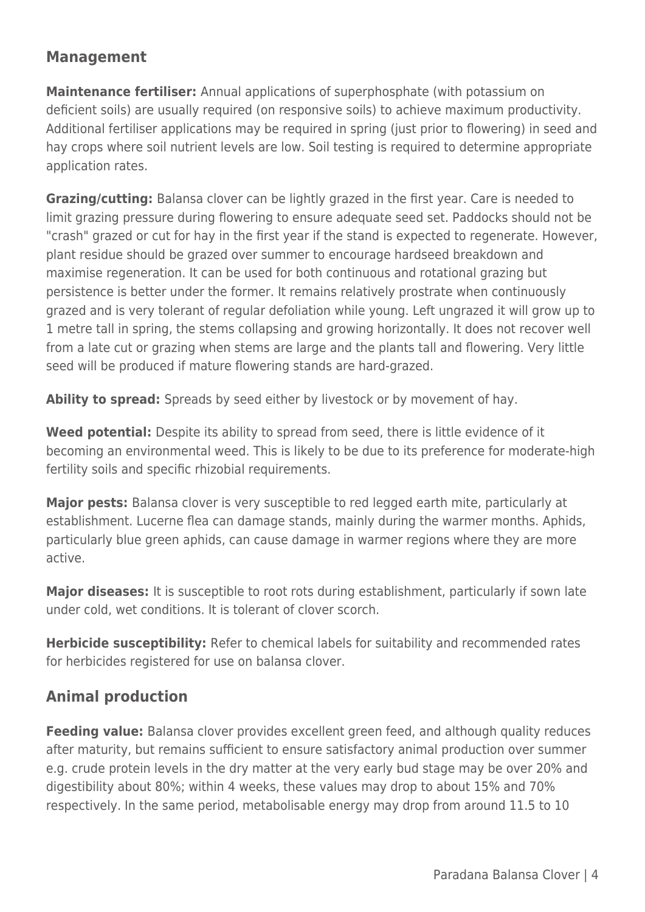## Management

**Maintenance fertiliser:** Annual applications of superphosphate (with potassium on deficient soils) are usually required (on responsive soils) to achieve maximum productivity. Additional fertiliser applications may be required in spring (just prior to flowering) in seed and hay crops where soil nutrient levels are low. Soil testing is required to determine appropriate application rates.

**Grazing/cutting:** Balansa clover can be lightly grazed in the first year. Care is needed to limit grazing pressure during flowering to ensure adequate seed set. Paddocks should not be "crash" grazed or cut for hay in the first year if the stand is expected to regenerate. However, plant residue should be grazed over summer to encourage hardseed breakdown and maximise regeneration. It can be used for both continuous and rotational grazing but persistence is better under the former. It remains relatively prostrate when continuously grazed and is very tolerant of regular defoliation while young. Left ungrazed it will grow up to 1 metre tall in spring, the stems collapsing and growing horizontally. It does not recover well from a late cut or grazing when stems are large and the plants tall and flowering. Very little seed will be produced if mature flowering stands are hard-grazed.

**Ability to spread:** Spreads by seed either by livestock or by movement of hay.

**Weed potential:** Despite its ability to spread from seed, there is little evidence of it becoming an environmental weed. This is likely to be due to its preference for moderate-high fertility soils and specific rhizobial requirements.

**Major pests:** Balansa clover is very susceptible to red legged earth mite, particularly at establishment. Lucerne flea can damage stands, mainly during the warmer months. Aphids, particularly blue green aphids, can cause damage in warmer regions where they are more active.

**Major diseases:** It is susceptible to root rots during establishment, particularly if sown late under cold, wet conditions. It is tolerant of clover scorch.

**Herbicide susceptibility:** Refer to chemical labels for suitability and recommended rates for herbicides registered for use on balansa clover.

## Animal production

**Feeding value:** Balansa clover provides excellent green feed, and although quality reduces after maturity, but remains sufficient to ensure satisfactory animal production over summer e.g. crude protein levels in the dry matter at the very early bud stage may be over 20% and digestibility about 80%; within 4 weeks, these values may drop to about 15% and 70% respectively. In the same period, metabolisable energy may drop from around 11.5 to 10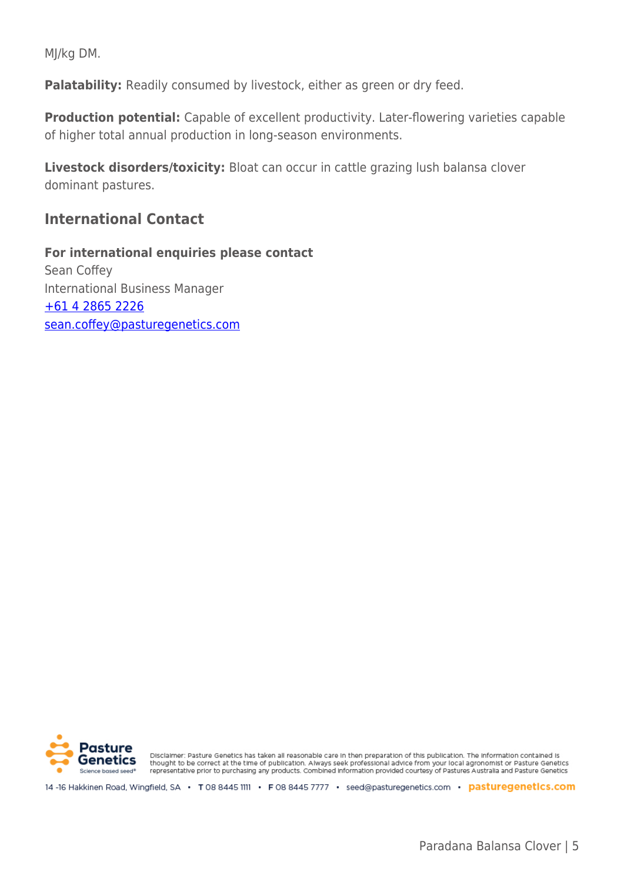MJ/kg DM.

**Palatability:** Readily consumed by livestock, either as green or dry feed.

**Production potential:** Capable of excellent productivity. Later-flowering varieties capable of higher total annual production in long-season environments.

**Livestock disorders/toxicity:** Bloat can occur in cattle grazing lush balansa clover dominant pastures.

## International Contact

**For international enquiries please contact**
Sean Coffey
International Business Manager
+61 4 2865 2226
sean.coffey@pasturegenetics.com

Disclaimer: Pasture Genetics has taken all reasonable care in then preparation of this publication. The information contained is thought to be correct at the time of publication. Always seek professional advice from your local agronomist or Pasture Genetics representative prior to purchasing any products. Combined information provided courtesy of Pastures Australia and Pasture Genetics

14 -16 Hakkinen Road, Wingfield, SA • T 08 8445 1111 • F 08 8445 7777 • seed@pasturegenetics.com • pasturegenetics.com